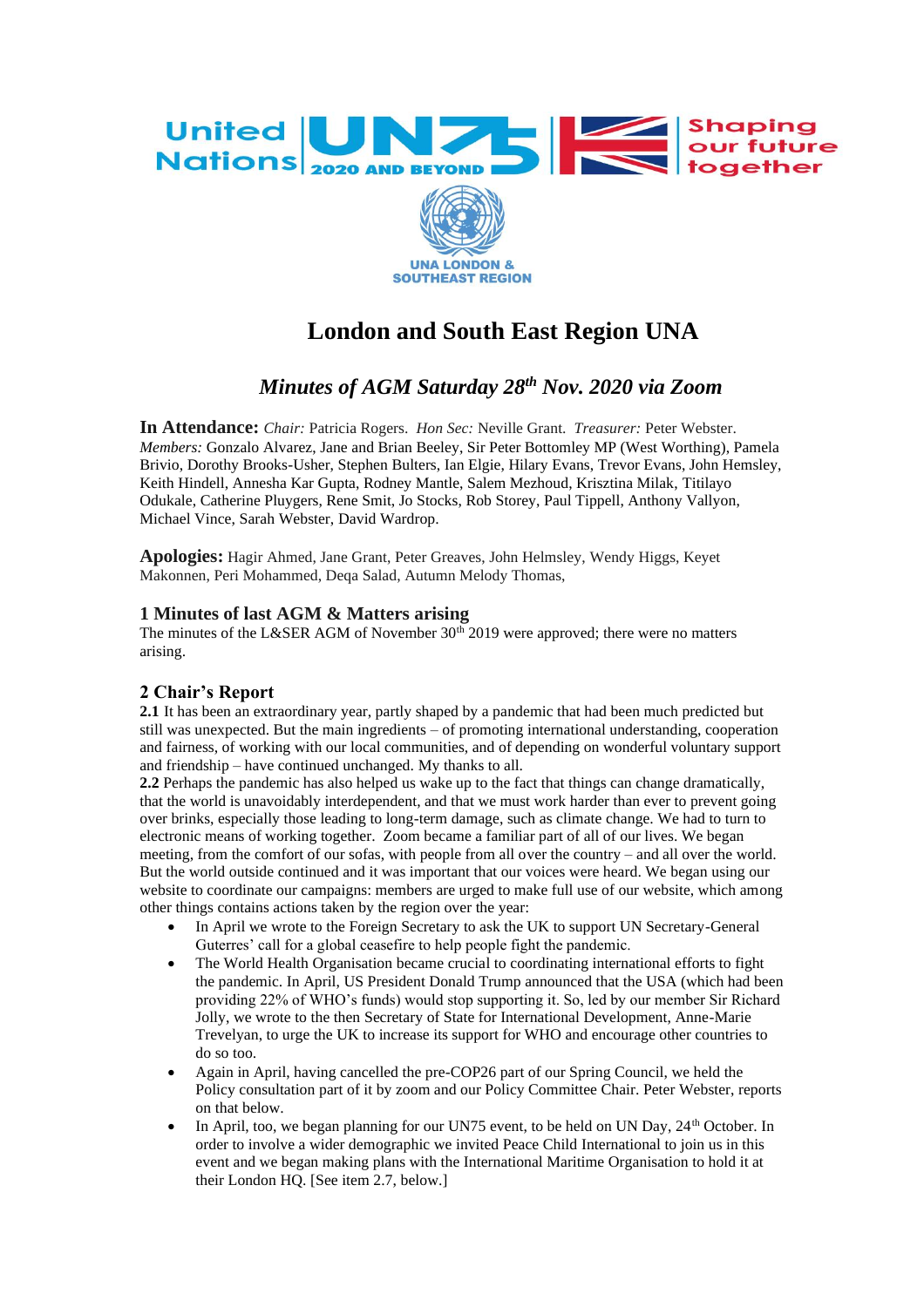United Nations | UN75 2020 AND BEYOND | Shaping our future together

UNA LONDON & SOUTHEAST REGION

# London and South East Region UNA

## *Minutes of AGM Saturday 28th Nov. 2020 via Zoom*

**In Attendance:** *Chair:* Patricia Rogers. *Hon Sec:* Neville Grant. *Treasurer:* Peter Webster. *Members:* Gonzalo Alvarez, Jane and Brian Beeley, Sir Peter Bottomley MP (West Worthing), Pamela Brivio, Dorothy Brooks-Usher, Stephen Bulters, Ian Elgie, Hilary Evans, Trevor Evans, John Hemsley, Keith Hindell, Annesha Kar Gupta, Rodney Mantle, Salem Mezhoud, Krisztina Milak, Titilayo Odukale, Catherine Pluygers, Rene Smit, Jo Stocks, Rob Storey, Paul Tippell, Anthony Vallyon, Michael Vince, Sarah Webster, David Wardrop.

**Apologies:** Hagir Ahmed, Jane Grant, Peter Greaves, John Helmsley, Wendy Higgs, Keyet Makonnen, Peri Mohammed, Deqa Salad, Autumn Melody Thomas,

### 1 Minutes of last AGM & Matters arising

The minutes of the L&SER AGM of November 30th 2019 were approved; there were no matters arising.

### 2 Chair's Report

**2.1** It has been an extraordinary year, partly shaped by a pandemic that had been much predicted but still was unexpected. But the main ingredients – of promoting international understanding, cooperation and fairness, of working with our local communities, and of depending on wonderful voluntary support and friendship – have continued unchanged. My thanks to all.

**2.2** Perhaps the pandemic has also helped us wake up to the fact that things can change dramatically, that the world is unavoidably interdependent, and that we must work harder than ever to prevent going over brinks, especially those leading to long-term damage, such as climate change. We had to turn to electronic means of working together. Zoom became a familiar part of all of our lives. We began meeting, from the comfort of our sofas, with people from all over the country – and all over the world. But the world outside continued and it was important that our voices were heard. We began using our website to coordinate our campaigns: members are urged to make full use of our website, which among other things contains actions taken by the region over the year:

- In April we wrote to the Foreign Secretary to ask the UK to support UN Secretary-General Guterres' call for a global ceasefire to help people fight the pandemic.
- The World Health Organisation became crucial to coordinating international efforts to fight the pandemic. In April, US President Donald Trump announced that the USA (which had been providing 22% of WHO's funds) would stop supporting it. So, led by our member Sir Richard Jolly, we wrote to the then Secretary of State for International Development, Anne-Marie Trevelyan, to urge the UK to increase its support for WHO and encourage other countries to do so too.
- Again in April, having cancelled the pre-COP26 part of our Spring Council, we held the Policy consultation part of it by zoom and our Policy Committee Chair. Peter Webster, reports on that below.
- In April, too, we began planning for our UN75 event, to be held on UN Day, 24th October. In order to involve a wider demographic we invited Peace Child International to join us in this event and we began making plans with the International Maritime Organisation to hold it at their London HQ. [See item 2.7, below.]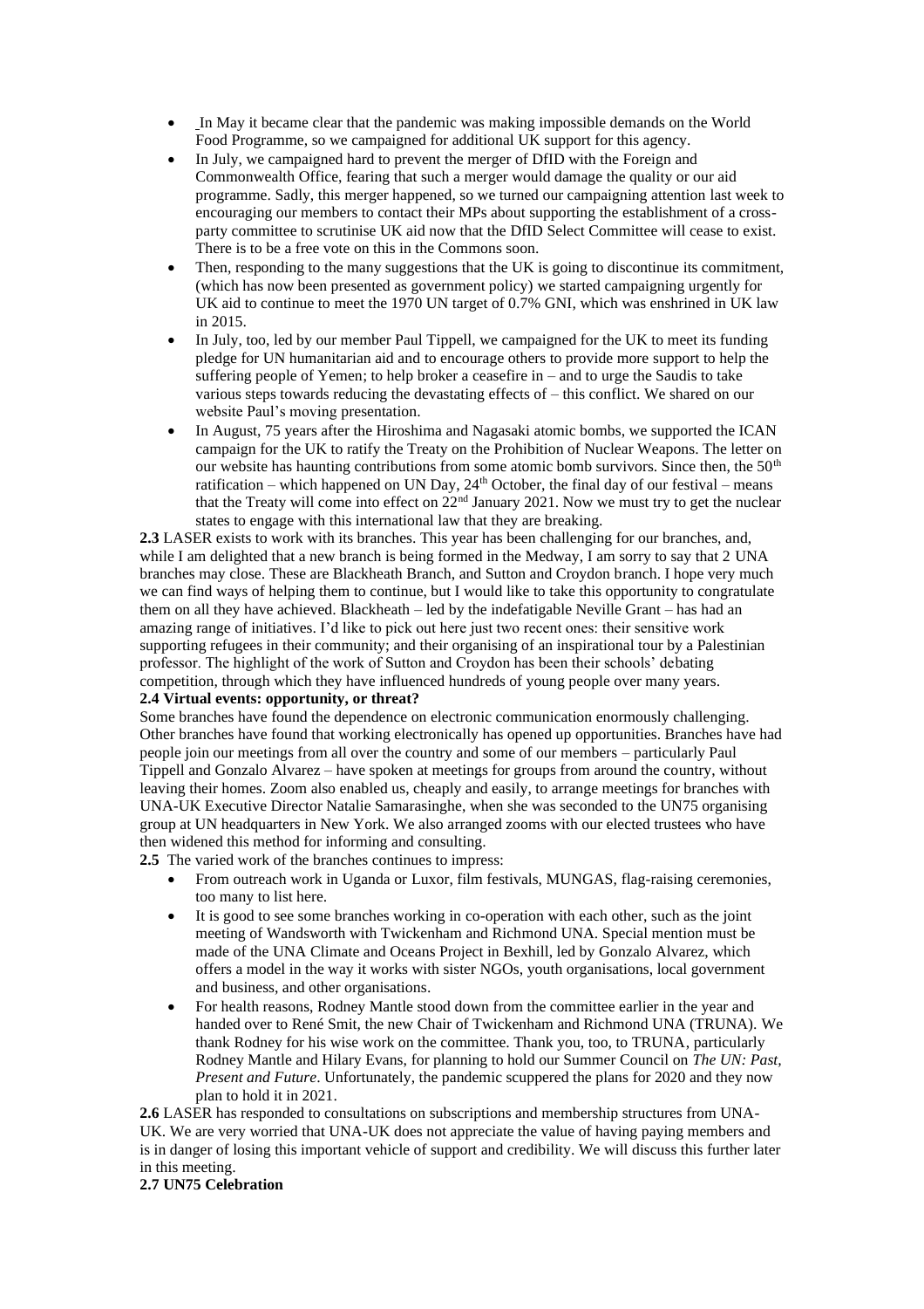- In May it became clear that the pandemic was making impossible demands on the World Food Programme, so we campaigned for additional UK support for this agency.
- In July, we campaigned hard to prevent the merger of DfID with the Foreign and Commonwealth Office, fearing that such a merger would damage the quality or our aid programme. Sadly, this merger happened, so we turned our campaigning attention last week to encouraging our members to contact their MPs about supporting the establishment of a cross-party committee to scrutinise UK aid now that the DfID Select Committee will cease to exist. There is to be a free vote on this in the Commons soon.
- Then, responding to the many suggestions that the UK is going to discontinue its commitment, (which has now been presented as government policy) we started campaigning urgently for UK aid to continue to meet the 1970 UN target of 0.7% GNI, which was enshrined in UK law in 2015.
- In July, too, led by our member Paul Tippell, we campaigned for the UK to meet its funding pledge for UN humanitarian aid and to encourage others to provide more support to help the suffering people of Yemen; to help broker a ceasefire in – and to urge the Saudis to take various steps towards reducing the devastating effects of – this conflict. We shared on our website Paul's moving presentation.
- In August, 75 years after the Hiroshima and Nagasaki atomic bombs, we supported the ICAN campaign for the UK to ratify the Treaty on the Prohibition of Nuclear Weapons. The letter on our website has haunting contributions from some atomic bomb survivors. Since then, the 50th ratification – which happened on UN Day, 24th October, the final day of our festival – means that the Treaty will come into effect on 22nd January 2021. Now we must try to get the nuclear states to engage with this international law that they are breaking.

**2.3** LASER exists to work with its branches. This year has been challenging for our branches, and, while I am delighted that a new branch is being formed in the Medway, I am sorry to say that 2 UNA branches may close. These are Blackheath Branch, and Sutton and Croydon branch. I hope very much we can find ways of helping them to continue, but I would like to take this opportunity to congratulate them on all they have achieved. Blackheath – led by the indefatigable Neville Grant – has had an amazing range of initiatives. I'd like to pick out here just two recent ones: their sensitive work supporting refugees in their community; and their organising of an inspirational tour by a Palestinian professor. The highlight of the work of Sutton and Croydon has been their schools' debating competition, through which they have influenced hundreds of young people over many years.

**2.4 Virtual events: opportunity, or threat?**

Some branches have found the dependence on electronic communication enormously challenging. Other branches have found that working electronically has opened up opportunities. Branches have had people join our meetings from all over the country and some of our members – particularly Paul Tippell and Gonzalo Alvarez – have spoken at meetings for groups from around the country, without leaving their homes. Zoom also enabled us, cheaply and easily, to arrange meetings for branches with UNA-UK Executive Director Natalie Samarasinghe, when she was seconded to the UN75 organising group at UN headquarters in New York. We also arranged zooms with our elected trustees who have then widened this method for informing and consulting.

**2.5** The varied work of the branches continues to impress:

- From outreach work in Uganda or Luxor, film festivals, MUNGAS, flag-raising ceremonies, too many to list here.
- It is good to see some branches working in co-operation with each other, such as the joint meeting of Wandsworth with Twickenham and Richmond UNA. Special mention must be made of the UNA Climate and Oceans Project in Bexhill, led by Gonzalo Alvarez, which offers a model in the way it works with sister NGOs, youth organisations, local government and business, and other organisations.
- For health reasons, Rodney Mantle stood down from the committee earlier in the year and handed over to René Smit, the new Chair of Twickenham and Richmond UNA (TRUNA). We thank Rodney for his wise work on the committee. Thank you, too, to TRUNA, particularly Rodney Mantle and Hilary Evans, for planning to hold our Summer Council on *The UN: Past, Present and Future*. Unfortunately, the pandemic scuppered the plans for 2020 and they now plan to hold it in 2021.

**2.6** LASER has responded to consultations on subscriptions and membership structures from UNA-UK. We are very worried that UNA-UK does not appreciate the value of having paying members and is in danger of losing this important vehicle of support and credibility. We will discuss this further later in this meeting.

**2.7 UN75 Celebration**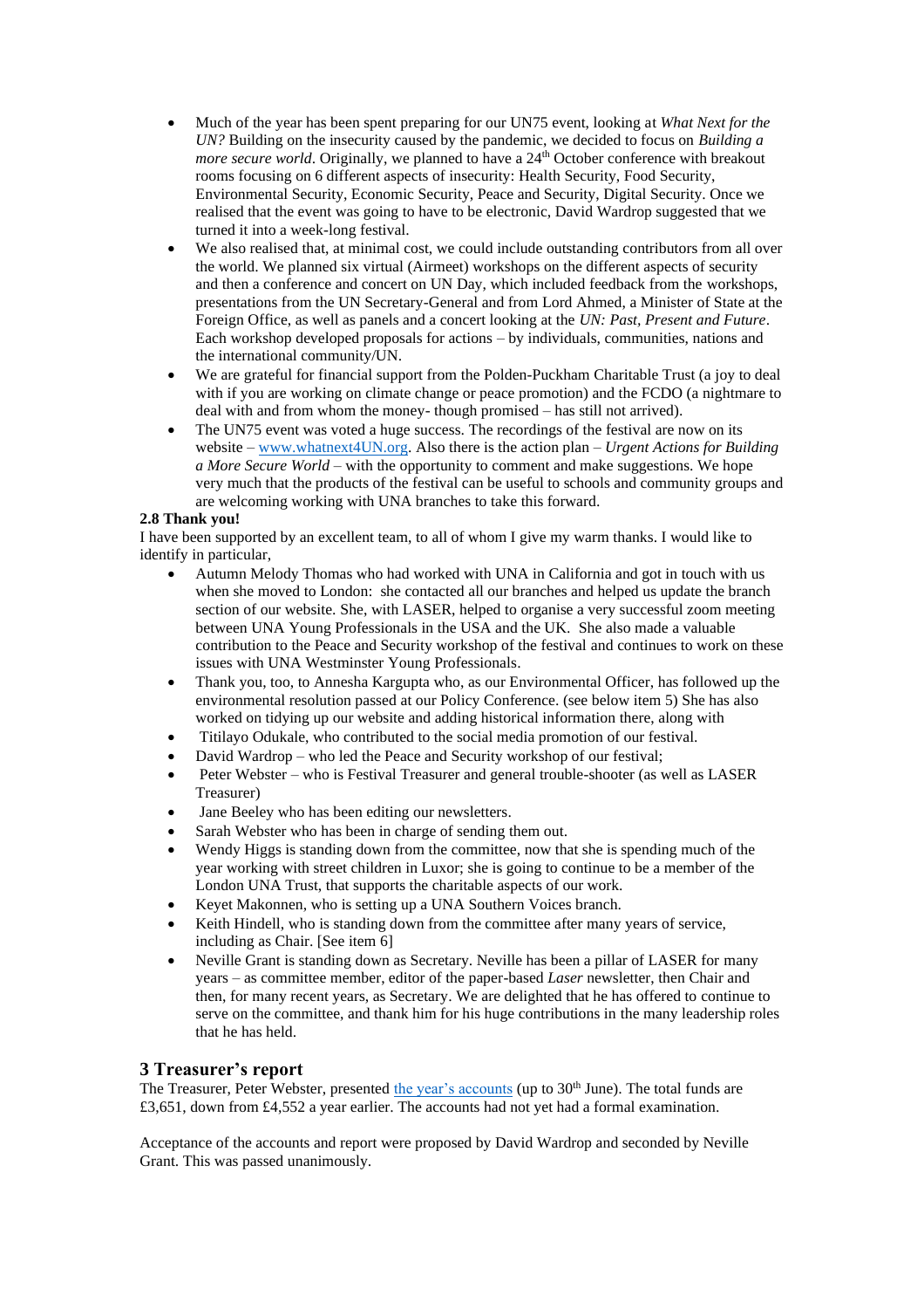- Much of the year has been spent preparing for our UN75 event, looking at *What Next for the UN?* Building on the insecurity caused by the pandemic, we decided to focus on *Building a more secure world*. Originally, we planned to have a 24th October conference with breakout rooms focusing on 6 different aspects of insecurity: Health Security, Food Security, Environmental Security, Economic Security, Peace and Security, Digital Security. Once we realised that the event was going to have to be electronic, David Wardrop suggested that we turned it into a week-long festival.
- We also realised that, at minimal cost, we could include outstanding contributors from all over the world. We planned six virtual (Airmeet) workshops on the different aspects of security and then a conference and concert on UN Day, which included feedback from the workshops, presentations from the UN Secretary-General and from Lord Ahmed, a Minister of State at the Foreign Office, as well as panels and a concert looking at the *UN: Past, Present and Future*. Each workshop developed proposals for actions – by individuals, communities, nations and the international community/UN.
- We are grateful for financial support from the Polden-Puckham Charitable Trust (a joy to deal with if you are working on climate change or peace promotion) and the FCDO (a nightmare to deal with and from whom the money- though promised – has still not arrived).
- The UN75 event was voted a huge success. The recordings of the festival are now on its website – [www.whatnext4UN.org](www.whatnext4UN.org). Also there is the action plan – *Urgent Actions for Building a More Secure World* – with the opportunity to comment and make suggestions. We hope very much that the products of the festival can be useful to schools and community groups and are welcoming working with UNA branches to take this forward.

**2.8 Thank you!**

I have been supported by an excellent team, to all of whom I give my warm thanks. I would like to identify in particular,

- Autumn Melody Thomas who had worked with UNA in California and got in touch with us when she moved to London: she contacted all our branches and helped us update the branch section of our website. She, with LASER, helped to organise a very successful zoom meeting between UNA Young Professionals in the USA and the UK. She also made a valuable contribution to the Peace and Security workshop of the festival and continues to work on these issues with UNA Westminster Young Professionals.
- Thank you, too, to Annesha Kargupta who, as our Environmental Officer, has followed up the environmental resolution passed at our Policy Conference. (see below item 5) She has also worked on tidying up our website and adding historical information there, along with
- Titilayo Odukale, who contributed to the social media promotion of our festival.
- David Wardrop – who led the Peace and Security workshop of our festival;
- Peter Webster – who is Festival Treasurer and general trouble-shooter (as well as LASER Treasurer)
- Jane Beeley who has been editing our newsletters.
- Sarah Webster who has been in charge of sending them out.
- Wendy Higgs is standing down from the committee, now that she is spending much of the year working with street children in Luxor; she is going to continue to be a member of the London UNA Trust, that supports the charitable aspects of our work.
- Keyet Makonnen, who is setting up a UNA Southern Voices branch.
- Keith Hindell, who is standing down from the committee after many years of service, including as Chair. [See item 6]
- Neville Grant is standing down as Secretary. Neville has been a pillar of LASER for many years – as committee member, editor of the paper-based *Laser* newsletter, then Chair and then, for many recent years, as Secretary. We are delighted that he has offered to continue to serve on the committee, and thank him for his huge contributions in the many leadership roles that he has held.

## 3 Treasurer's report

The Treasurer, Peter Webster, presented [the year's accounts](the year's accounts) (up to 30th June). The total funds are £3,651, down from £4,552 a year earlier. The accounts had not yet had a formal examination.

Acceptance of the accounts and report were proposed by David Wardrop and seconded by Neville Grant. This was passed unanimously.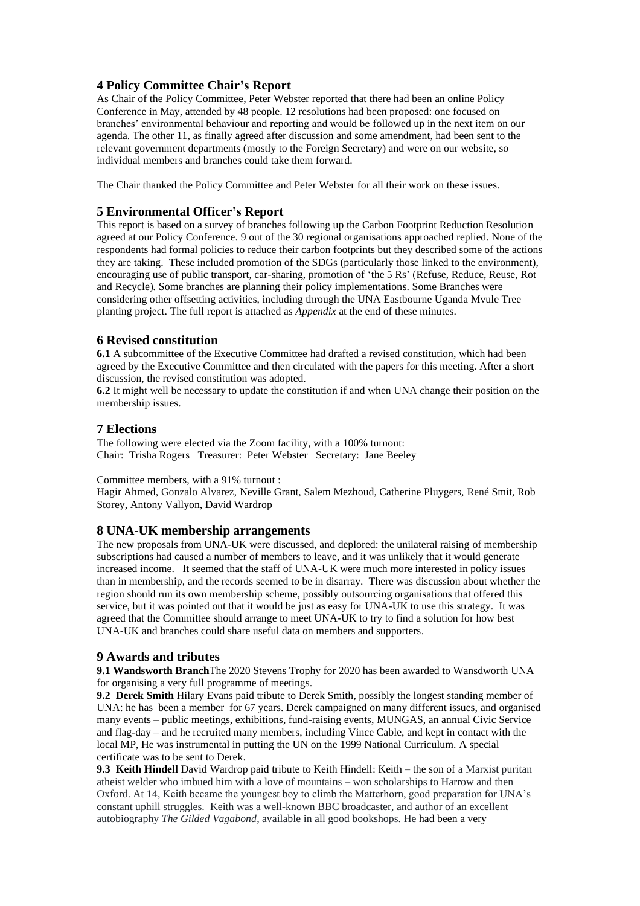## 4 Policy Committee Chair's Report

As Chair of the Policy Committee, Peter Webster reported that there had been an online Policy Conference in May, attended by 48 people. 12 resolutions had been proposed: one focused on branches' environmental behaviour and reporting and would be followed up in the next item on our agenda. The other 11, as finally agreed after discussion and some amendment, had been sent to the relevant government departments (mostly to the Foreign Secretary) and were on our website, so individual members and branches could take them forward.

The Chair thanked the Policy Committee and Peter Webster for all their work on these issues.

## 5 Environmental Officer's Report

This report is based on a survey of branches following up the Carbon Footprint Reduction Resolution agreed at our Policy Conference. 9 out of the 30 regional organisations approached replied. None of the respondents had formal policies to reduce their carbon footprints but they described some of the actions they are taking. These included promotion of the SDGs (particularly those linked to the environment), encouraging use of public transport, car-sharing, promotion of 'the 5 Rs' (Refuse, Reduce, Reuse, Rot and Recycle). Some branches are planning their policy implementations. Some Branches were considering other offsetting activities, including through the UNA Eastbourne Uganda Mvule Tree planting project. The full report is attached as *Appendix* at the end of these minutes.

## 6 Revised constitution

**6.1** A subcommittee of the Executive Committee had drafted a revised constitution, which had been agreed by the Executive Committee and then circulated with the papers for this meeting. After a short discussion, the revised constitution was adopted.

**6.2** It might well be necessary to update the constitution if and when UNA change their position on the membership issues.

## 7 Elections

The following were elected via the Zoom facility, with a 100% turnout:
Chair: Trisha Rogers Treasurer: Peter Webster Secretary: Jane Beeley

Committee members, with a 91% turnout :
Hagir Ahmed, Gonzalo Alvarez, Neville Grant, Salem Mezhoud, Catherine Pluygers, René Smit, Rob Storey, Antony Vallyon, David Wardrop

## 8 UNA-UK membership arrangements

The new proposals from UNA-UK were discussed, and deplored: the unilateral raising of membership subscriptions had caused a number of members to leave, and it was unlikely that it would generate increased income. It seemed that the staff of UNA-UK were much more interested in policy issues than in membership, and the records seemed to be in disarray. There was discussion about whether the region should run its own membership scheme, possibly outsourcing organisations that offered this service, but it was pointed out that it would be just as easy for UNA-UK to use this strategy. It was agreed that the Committee should arrange to meet UNA-UK to try to find a solution for how best UNA-UK and branches could share useful data on members and supporters.

## 9 Awards and tributes

**9.1 Wandsworth Branch**The 2020 Stevens Trophy for 2020 has been awarded to Wansdworth UNA for organising a very full programme of meetings.

**9.2 Derek Smith** Hilary Evans paid tribute to Derek Smith, possibly the longest standing member of UNA: he has been a member for 67 years. Derek campaigned on many different issues, and organised many events – public meetings, exhibitions, fund-raising events, MUNGAS, an annual Civic Service and flag-day – and he recruited many members, including Vince Cable, and kept in contact with the local MP, He was instrumental in putting the UN on the 1999 National Curriculum. A special certificate was to be sent to Derek.

**9.3 Keith Hindell** David Wardrop paid tribute to Keith Hindell: Keith – the son of a Marxist puritan atheist welder who imbued him with a love of mountains – won scholarships to Harrow and then Oxford. At 14, Keith became the youngest boy to climb the Matterhorn, good preparation for UNA's constant uphill struggles. Keith was a well-known BBC broadcaster, and author of an excellent autobiography *The Gilded Vagabond*, available in all good bookshops. He had been a very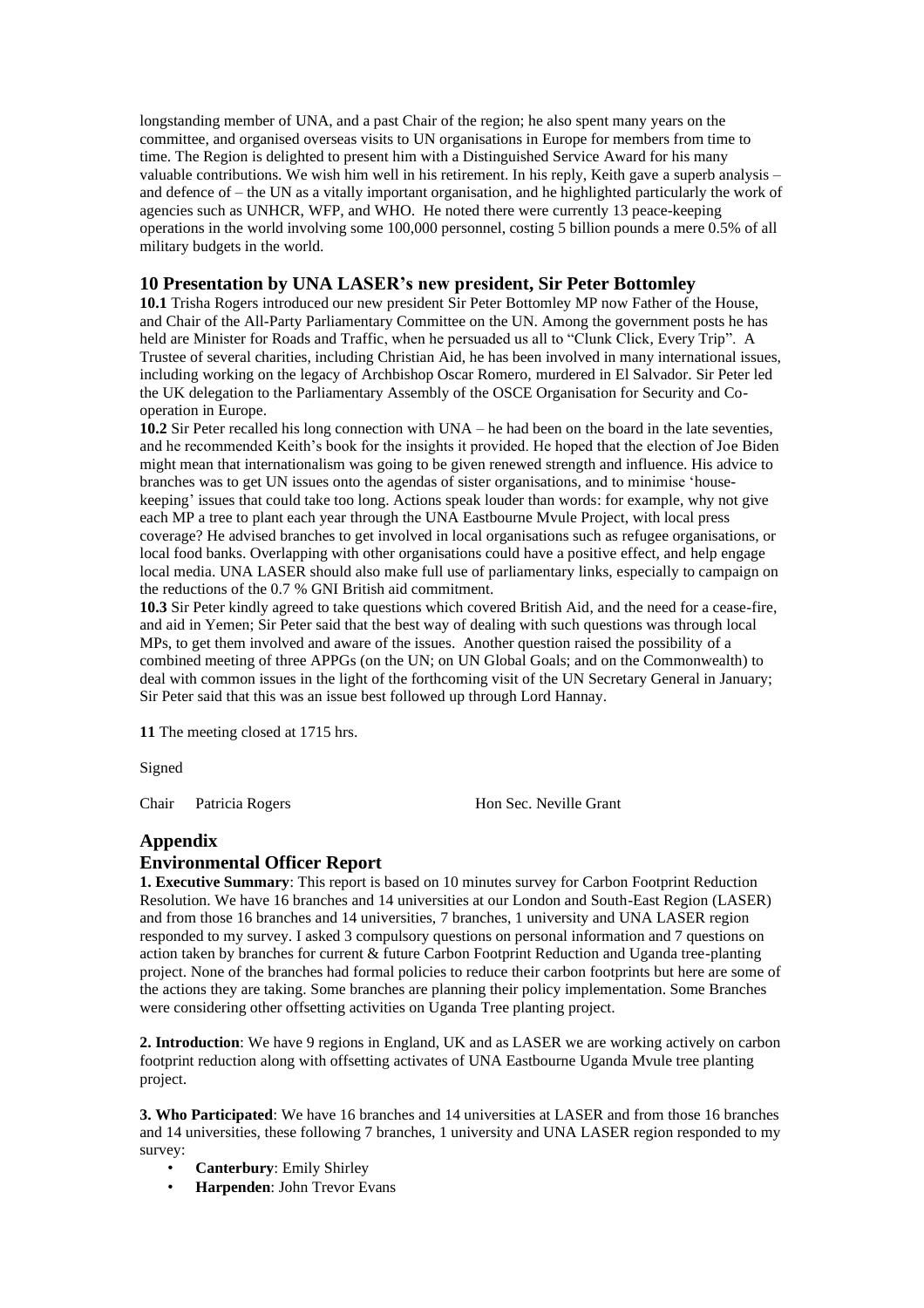longstanding member of UNA, and a past Chair of the region; he also spent many years on the committee, and organised overseas visits to UN organisations in Europe for members from time to time. The Region is delighted to present him with a Distinguished Service Award for his many valuable contributions. We wish him well in his retirement. In his reply, Keith gave a superb analysis – and defence of – the UN as a vitally important organisation, and he highlighted particularly the work of agencies such as UNHCR, WFP, and WHO. He noted there were currently 13 peace-keeping operations in the world involving some 100,000 personnel, costing 5 billion pounds a mere 0.5% of all military budgets in the world.

## 10 Presentation by UNA LASER's new president, Sir Peter Bottomley

**10.1** Trisha Rogers introduced our new president Sir Peter Bottomley MP now Father of the House, and Chair of the All-Party Parliamentary Committee on the UN. Among the government posts he has held are Minister for Roads and Traffic, when he persuaded us all to "Clunk Click, Every Trip". A Trustee of several charities, including Christian Aid, he has been involved in many international issues, including working on the legacy of Archbishop Oscar Romero, murdered in El Salvador. Sir Peter led the UK delegation to the Parliamentary Assembly of the OSCE Organisation for Security and Co-operation in Europe.

**10.2** Sir Peter recalled his long connection with UNA – he had been on the board in the late seventies, and he recommended Keith's book for the insights it provided. He hoped that the election of Joe Biden might mean that internationalism was going to be given renewed strength and influence. His advice to branches was to get UN issues onto the agendas of sister organisations, and to minimise 'house-keeping' issues that could take too long. Actions speak louder than words: for example, why not give each MP a tree to plant each year through the UNA Eastbourne Mvule Project, with local press coverage? He advised branches to get involved in local organisations such as refugee organisations, or local food banks. Overlapping with other organisations could have a positive effect, and help engage local media. UNA LASER should also make full use of parliamentary links, especially to campaign on the reductions of the 0.7 % GNI British aid commitment.

**10.3** Sir Peter kindly agreed to take questions which covered British Aid, and the need for a cease-fire, and aid in Yemen; Sir Peter said that the best way of dealing with such questions was through local MPs, to get them involved and aware of the issues. Another question raised the possibility of a combined meeting of three APPGs (on the UN; on UN Global Goals; and on the Commonwealth) to deal with common issues in the light of the forthcoming visit of the UN Secretary General in January; Sir Peter said that this was an issue best followed up through Lord Hannay.

**11** The meeting closed at 1715 hrs.

Signed

Chair Patricia Rogers Hon Sec. Neville Grant

## Appendix

## Environmental Officer Report

**1. Executive Summary**: This report is based on 10 minutes survey for Carbon Footprint Reduction Resolution. We have 16 branches and 14 universities at our London and South-East Region (LASER) and from those 16 branches and 14 universities, 7 branches, 1 university and UNA LASER region responded to my survey. I asked 3 compulsory questions on personal information and 7 questions on action taken by branches for current & future Carbon Footprint Reduction and Uganda tree-planting project. None of the branches had formal policies to reduce their carbon footprints but here are some of the actions they are taking. Some branches are planning their policy implementation. Some Branches were considering other offsetting activities on Uganda Tree planting project.

**2. Introduction**: We have 9 regions in England, UK and as LASER we are working actively on carbon footprint reduction along with offsetting activates of UNA Eastbourne Uganda Mvule tree planting project.

**3. Who Participated**: We have 16 branches and 14 universities at LASER and from those 16 branches and 14 universities, these following 7 branches, 1 university and UNA LASER region responded to my survey:

- **Canterbury**: Emily Shirley
- **Harpenden**: John Trevor Evans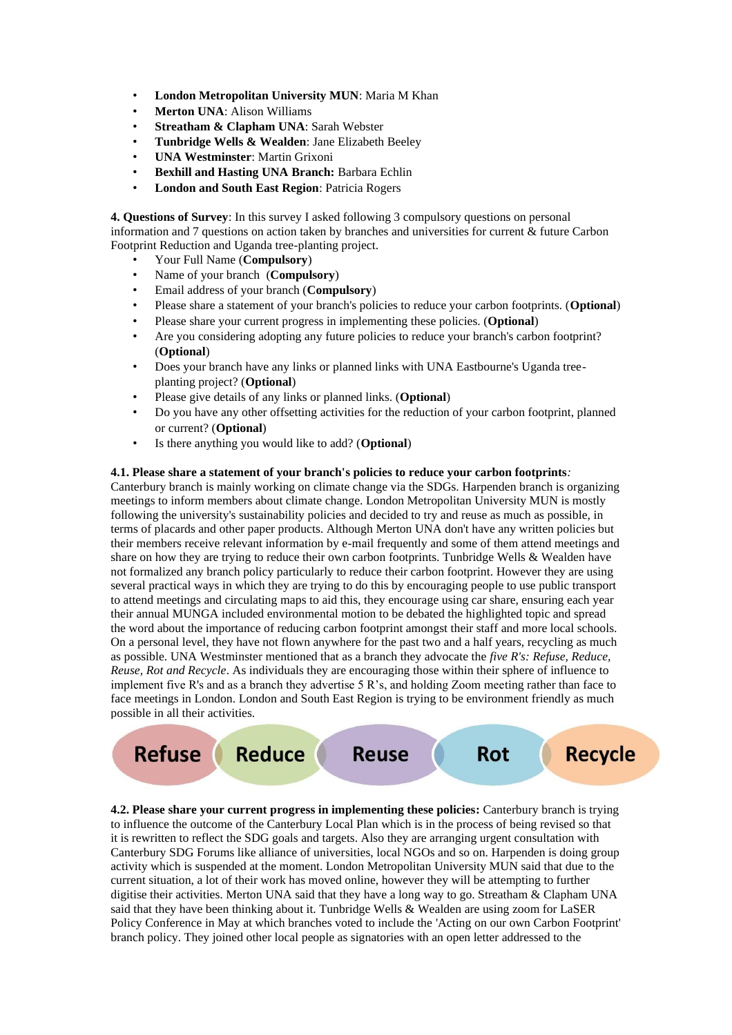- **London Metropolitan University MUN**: Maria M Khan
- **Merton UNA**: Alison Williams
- **Streatham & Clapham UNA**: Sarah Webster
- **Tunbridge Wells & Wealden**: Jane Elizabeth Beeley
- **UNA Westminster**: Martin Grixoni
- **Bexhill and Hasting UNA Branch:** Barbara Echlin
- **London and South East Region**: Patricia Rogers

**4. Questions of Survey**: In this survey I asked following 3 compulsory questions on personal information and 7 questions on action taken by branches and universities for current & future Carbon Footprint Reduction and Uganda tree-planting project.

- Your Full Name (**Compulsory**)
- Name of your branch (**Compulsory**)
- Email address of your branch (**Compulsory**)
- Please share a statement of your branch's policies to reduce your carbon footprints. (**Optional**)
- Please share your current progress in implementing these policies. (**Optional**)
- Are you considering adopting any future policies to reduce your branch's carbon footprint? (**Optional**)
- Does your branch have any links or planned links with UNA Eastbourne's Uganda tree-planting project? (**Optional**)
- Please give details of any links or planned links. (**Optional**)
- Do you have any other offsetting activities for the reduction of your carbon footprint, planned or current? (**Optional**)
- Is there anything you would like to add? (**Optional**)

**4.1. Please share a statement of your branch's policies to reduce your carbon footprints***:* Canterbury branch is mainly working on climate change via the SDGs. Harpenden branch is organizing meetings to inform members about climate change. London Metropolitan University MUN is mostly following the university's sustainability policies and decided to try and reuse as much as possible, in terms of placards and other paper products. Although Merton UNA don't have any written policies but their members receive relevant information by e-mail frequently and some of them attend meetings and share on how they are trying to reduce their own carbon footprints. Tunbridge Wells & Wealden have not formalized any branch policy particularly to reduce their carbon footprint. However they are using several practical ways in which they are trying to do this by encouraging people to use public transport to attend meetings and circulating maps to aid this, they encourage using car share, ensuring each year their annual MUNGA included environmental motion to be debated the highlighted topic and spread the word about the importance of reducing carbon footprint amongst their staff and more local schools. On a personal level, they have not flown anywhere for the past two and a half years, recycling as much as possible. UNA Westminster mentioned that as a branch they advocate the *five R's: Refuse, Reduce, Reuse, Rot and Recycle*. As individuals they are encouraging those within their sphere of influence to implement five R's and as a branch they advertise 5 R's, and holding Zoom meeting rather than face to face meetings in London. London and South East Region is trying to be environment friendly as much possible in all their activities.

Refuse Reduce Reuse Rot Recycle

**4.2. Please share your current progress in implementing these policies:** Canterbury branch is trying to influence the outcome of the Canterbury Local Plan which is in the process of being revised so that it is rewritten to reflect the SDG goals and targets. Also they are arranging urgent consultation with Canterbury SDG Forums like alliance of universities, local NGOs and so on. Harpenden is doing group activity which is suspended at the moment. London Metropolitan University MUN said that due to the current situation, a lot of their work has moved online, however they will be attempting to further digitise their activities. Merton UNA said that they have a long way to go. Streatham & Clapham UNA said that they have been thinking about it. Tunbridge Wells & Wealden are using zoom for LaSER Policy Conference in May at which branches voted to include the 'Acting on our own Carbon Footprint' branch policy. They joined other local people as signatories with an open letter addressed to the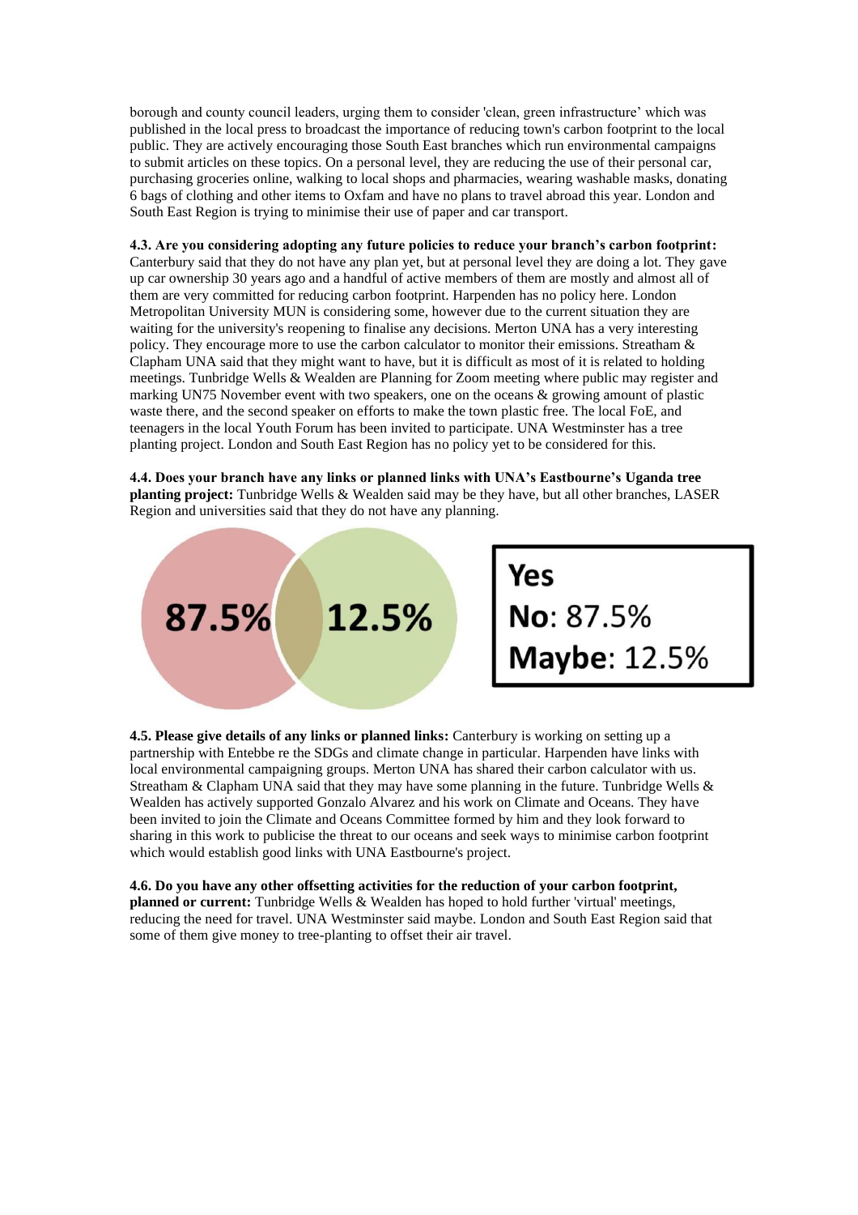borough and county council leaders, urging them to consider 'clean, green infrastructure' which was published in the local press to broadcast the importance of reducing town's carbon footprint to the local public. They are actively encouraging those South East branches which run environmental campaigns to submit articles on these topics. On a personal level, they are reducing the use of their personal car, purchasing groceries online, walking to local shops and pharmacies, wearing washable masks, donating 6 bags of clothing and other items to Oxfam and have no plans to travel abroad this year. London and South East Region is trying to minimise their use of paper and car transport.

**4.3. Are you considering adopting any future policies to reduce your branch's carbon footprint:** Canterbury said that they do not have any plan yet, but at personal level they are doing a lot. They gave up car ownership 30 years ago and a handful of active members of them are mostly and almost all of them are very committed for reducing carbon footprint. Harpenden has no policy here. London Metropolitan University MUN is considering some, however due to the current situation they are waiting for the university's reopening to finalise any decisions. Merton UNA has a very interesting policy. They encourage more to use the carbon calculator to monitor their emissions. Streatham & Clapham UNA said that they might want to have, but it is difficult as most of it is related to holding meetings. Tunbridge Wells & Wealden are Planning for Zoom meeting where public may register and marking UN75 November event with two speakers, one on the oceans & growing amount of plastic waste there, and the second speaker on efforts to make the town plastic free. The local FoE, and teenagers in the local Youth Forum has been invited to participate. UNA Westminster has a tree planting project. London and South East Region has no policy yet to be considered for this.

**4.4. Does your branch have any links or planned links with UNA's Eastbourne's Uganda tree planting project:** Tunbridge Wells & Wealden said may be they have, but all other branches, LASER Region and universities said that they do not have any planning.

87.5%

12.5%

**Yes**

**No**: 87.5%

**Maybe**: 12.5%

**4.5. Please give details of any links or planned links:** Canterbury is working on setting up a partnership with Entebbe re the SDGs and climate change in particular. Harpenden have links with local environmental campaigning groups. Merton UNA has shared their carbon calculator with us. Streatham & Clapham UNA said that they may have some planning in the future. Tunbridge Wells & Wealden has actively supported Gonzalo Alvarez and his work on Climate and Oceans. They have been invited to join the Climate and Oceans Committee formed by him and they look forward to sharing in this work to publicise the threat to our oceans and seek ways to minimise carbon footprint which would establish good links with UNA Eastbourne's project.

**4.6. Do you have any other offsetting activities for the reduction of your carbon footprint, planned or current:** Tunbridge Wells & Wealden has hoped to hold further 'virtual' meetings, reducing the need for travel. UNA Westminster said maybe. London and South East Region said that some of them give money to tree-planting to offset their air travel.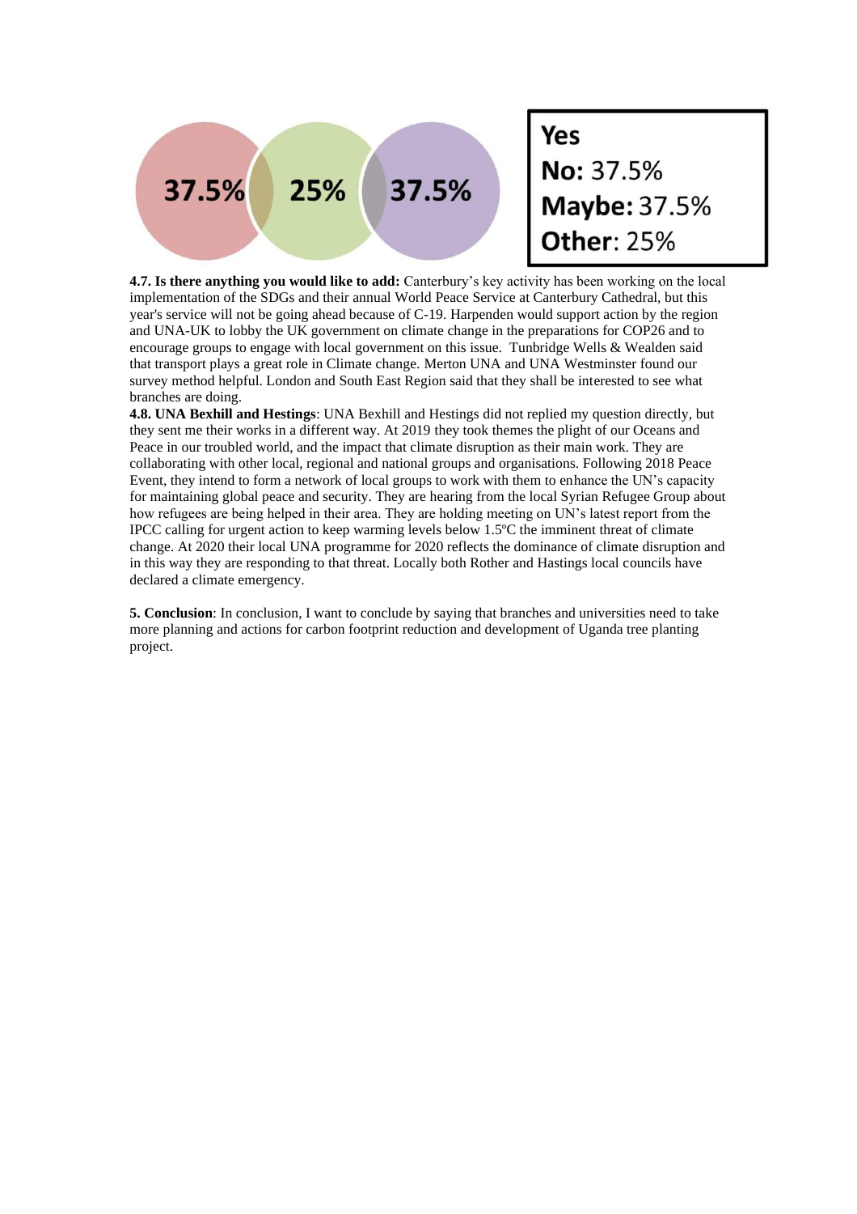37.5% 25% 37.5%

**Yes**
**No:** 37.5%
**Maybe:** 37.5%
**Other**: 25%

**4.7. Is there anything you would like to add:** Canterbury's key activity has been working on the local implementation of the SDGs and their annual World Peace Service at Canterbury Cathedral, but this year's service will not be going ahead because of C-19. Harpenden would support action by the region and UNA-UK to lobby the UK government on climate change in the preparations for COP26 and to encourage groups to engage with local government on this issue. Tunbridge Wells & Wealden said that transport plays a great role in Climate change. Merton UNA and UNA Westminster found our survey method helpful. London and South East Region said that they shall be interested to see what branches are doing.

**4.8. UNA Bexhill and Hestings**: UNA Bexhill and Hestings did not replied my question directly, but they sent me their works in a different way. At 2019 they took themes the plight of our Oceans and Peace in our troubled world, and the impact that climate disruption as their main work. They are collaborating with other local, regional and national groups and organisations. Following 2018 Peace Event, they intend to form a network of local groups to work with them to enhance the UN's capacity for maintaining global peace and security. They are hearing from the local Syrian Refugee Group about how refugees are being helped in their area. They are holding meeting on UN's latest report from the IPCC calling for urgent action to keep warming levels below 1.5ºC the imminent threat of climate change. At 2020 their local UNA programme for 2020 reflects the dominance of climate disruption and in this way they are responding to that threat. Locally both Rother and Hastings local councils have declared a climate emergency.

**5. Conclusion**: In conclusion, I want to conclude by saying that branches and universities need to take more planning and actions for carbon footprint reduction and development of Uganda tree planting project.